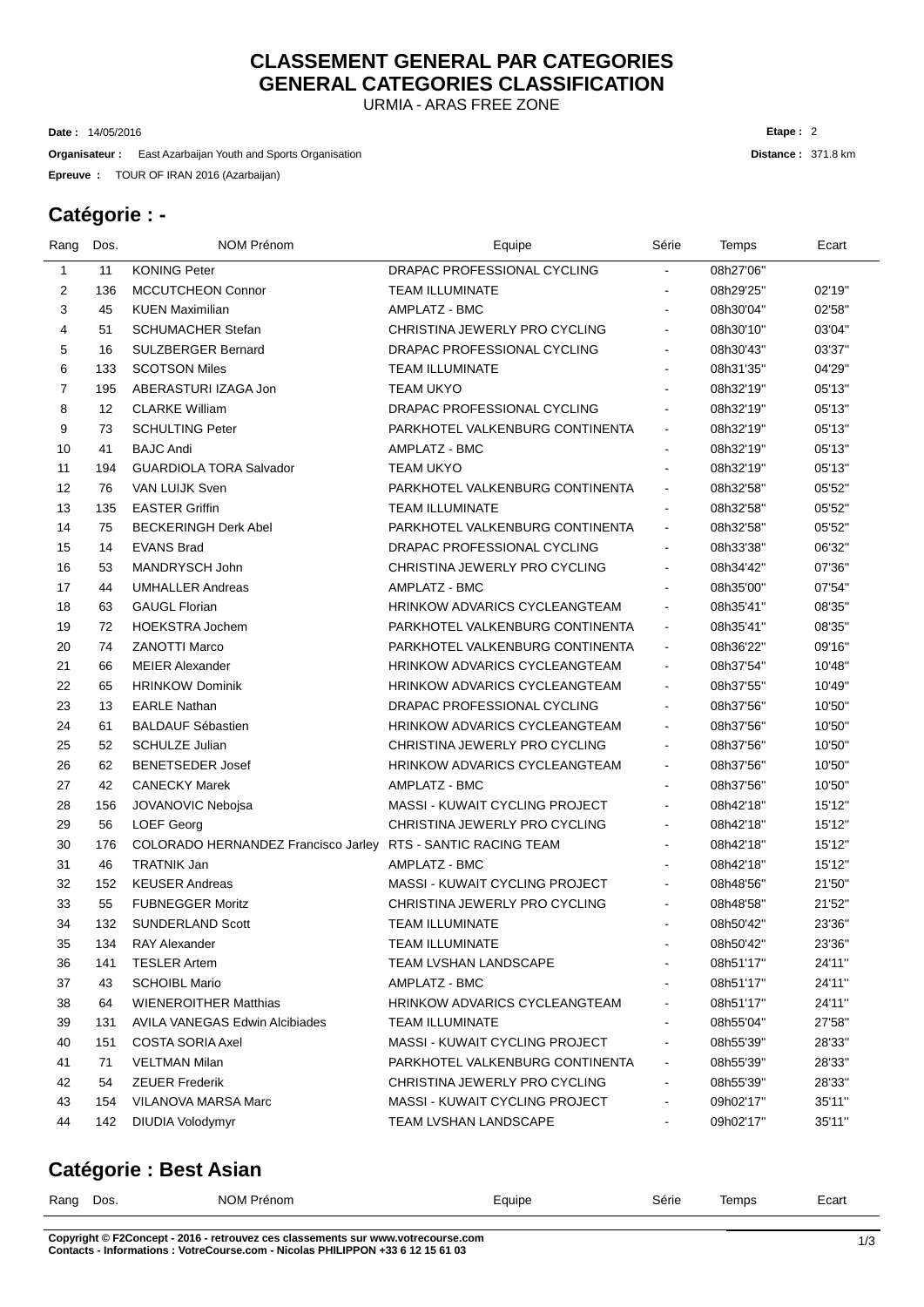# CLASSEMENT GENERAL PAR CATEGORIES
# GENERAL CATEGORIES CLASSIFICATION

URMIA - ARAS FREE ZONE

**Date :** 14/05/2016 **Etape :** 2

**Organisateur :** East Azarbaijan Youth and Sports Organisation **Distance :** 371.8 km

**Epreuve :** TOUR OF IRAN 2016 (Azarbaijan)

## Catégorie : -

| Rang | Dos. | NOM Prénom | Equipe | Série | Temps | Ecart |
|---|---|---|---|---|---|---|
| 1 | 11 | KONING Peter | DRAPAC PROFESSIONAL CYCLING | - | 08h27'06'' | |
| 2 | 136 | MCCUTCHEON Connor | TEAM ILLUMINATE | - | 08h29'25'' | 02'19'' |
| 3 | 45 | KUEN Maximilian | AMPLATZ - BMC | - | 08h30'04'' | 02'58'' |
| 4 | 51 | SCHUMACHER Stefan | CHRISTINA JEWERLY PRO CYCLING | - | 08h30'10'' | 03'04'' |
| 5 | 16 | SULZBERGER Bernard | DRAPAC PROFESSIONAL CYCLING | - | 08h30'43'' | 03'37'' |
| 6 | 133 | SCOTSON Miles | TEAM ILLUMINATE | - | 08h31'35'' | 04'29'' |
| 7 | 195 | ABERASTURI IZAGA Jon | TEAM UKYO | - | 08h32'19'' | 05'13'' |
| 8 | 12 | CLARKE William | DRAPAC PROFESSIONAL CYCLING | - | 08h32'19'' | 05'13'' |
| 9 | 73 | SCHULTING Peter | PARKHOTEL VALKENBURG CONTINENTA | - | 08h32'19'' | 05'13'' |
| 10 | 41 | BAJC Andi | AMPLATZ - BMC | - | 08h32'19'' | 05'13'' |
| 11 | 194 | GUARDIOLA TORA Salvador | TEAM UKYO | - | 08h32'19'' | 05'13'' |
| 12 | 76 | VAN LUIJK Sven | PARKHOTEL VALKENBURG CONTINENTA | - | 08h32'58'' | 05'52'' |
| 13 | 135 | EASTER Griffin | TEAM ILLUMINATE | - | 08h32'58'' | 05'52'' |
| 14 | 75 | BECKERINGH Derk Abel | PARKHOTEL VALKENBURG CONTINENTA | - | 08h32'58'' | 05'52'' |
| 15 | 14 | EVANS Brad | DRAPAC PROFESSIONAL CYCLING | - | 08h33'38'' | 06'32'' |
| 16 | 53 | MANDRYSCH John | CHRISTINA JEWERLY PRO CYCLING | - | 08h34'42'' | 07'36'' |
| 17 | 44 | UMHALLER Andreas | AMPLATZ - BMC | - | 08h35'00'' | 07'54'' |
| 18 | 63 | GAUGL Florian | HRINKOW ADVARICS CYCLEANGTEAM | - | 08h35'41'' | 08'35'' |
| 19 | 72 | HOEKSTRA Jochem | PARKHOTEL VALKENBURG CONTINENTA | - | 08h35'41'' | 08'35'' |
| 20 | 74 | ZANOTTI Marco | PARKHOTEL VALKENBURG CONTINENTA | - | 08h36'22'' | 09'16'' |
| 21 | 66 | MEIER Alexander | HRINKOW ADVARICS CYCLEANGTEAM | - | 08h37'54'' | 10'48'' |
| 22 | 65 | HRINKOW Dominik | HRINKOW ADVARICS CYCLEANGTEAM | - | 08h37'55'' | 10'49'' |
| 23 | 13 | EARLE Nathan | DRAPAC PROFESSIONAL CYCLING | - | 08h37'56'' | 10'50'' |
| 24 | 61 | BALDAUF Sébastien | HRINKOW ADVARICS CYCLEANGTEAM | - | 08h37'56'' | 10'50'' |
| 25 | 52 | SCHULZE Julian | CHRISTINA JEWERLY PRO CYCLING | - | 08h37'56'' | 10'50'' |
| 26 | 62 | BENETSEDER Josef | HRINKOW ADVARICS CYCLEANGTEAM | - | 08h37'56'' | 10'50'' |
| 27 | 42 | CANECKY Marek | AMPLATZ - BMC | - | 08h37'56'' | 10'50'' |
| 28 | 156 | JOVANOVIC Nebojsa | MASSI - KUWAIT CYCLING PROJECT | - | 08h42'18'' | 15'12'' |
| 29 | 56 | LOEF Georg | CHRISTINA JEWERLY PRO CYCLING | - | 08h42'18'' | 15'12'' |
| 30 | 176 | COLORADO HERNANDEZ Francisco Jarley | RTS - SANTIC RACING TEAM | - | 08h42'18'' | 15'12'' |
| 31 | 46 | TRATNIK Jan | AMPLATZ - BMC | - | 08h42'18'' | 15'12'' |
| 32 | 152 | KEUSER Andreas | MASSI - KUWAIT CYCLING PROJECT | - | 08h48'56'' | 21'50'' |
| 33 | 55 | FUBNEGGER Moritz | CHRISTINA JEWERLY PRO CYCLING | - | 08h48'58'' | 21'52'' |
| 34 | 132 | SUNDERLAND Scott | TEAM ILLUMINATE | - | 08h50'42'' | 23'36'' |
| 35 | 134 | RAY Alexander | TEAM ILLUMINATE | - | 08h50'42'' | 23'36'' |
| 36 | 141 | TESLER Artem | TEAM LVSHAN LANDSCAPE | - | 08h51'17'' | 24'11'' |
| 37 | 43 | SCHOIBL Mario | AMPLATZ - BMC | - | 08h51'17'' | 24'11'' |
| 38 | 64 | WIENEROITHER Matthias | HRINKOW ADVARICS CYCLEANGTEAM | - | 08h51'17'' | 24'11'' |
| 39 | 131 | AVILA VANEGAS Edwin Alcibiades | TEAM ILLUMINATE | - | 08h55'04'' | 27'58'' |
| 40 | 151 | COSTA SORIA Axel | MASSI - KUWAIT CYCLING PROJECT | - | 08h55'39'' | 28'33'' |
| 41 | 71 | VELTMAN Milan | PARKHOTEL VALKENBURG CONTINENTA | - | 08h55'39'' | 28'33'' |
| 42 | 54 | ZEUER Frederik | CHRISTINA JEWERLY PRO CYCLING | - | 08h55'39'' | 28'33'' |
| 43 | 154 | VILANOVA MARSA Marc | MASSI - KUWAIT CYCLING PROJECT | - | 09h02'17'' | 35'11'' |
| 44 | 142 | DIUDIA Volodymyr | TEAM LVSHAN LANDSCAPE | - | 09h02'17'' | 35'11'' |

## Catégorie : Best Asian

| Rang | Dos. | NOM Prénom | Equipe | Série | Temps | Ecart |
|---|---|---|---|---|---|---|

Copyright © F2Concept - 2016 - retrouvez ces classements sur www.votrecourse.com
Contacts - Informations : VotreCourse.com - Nicolas PHILIPPON +33 6 12 15 61 03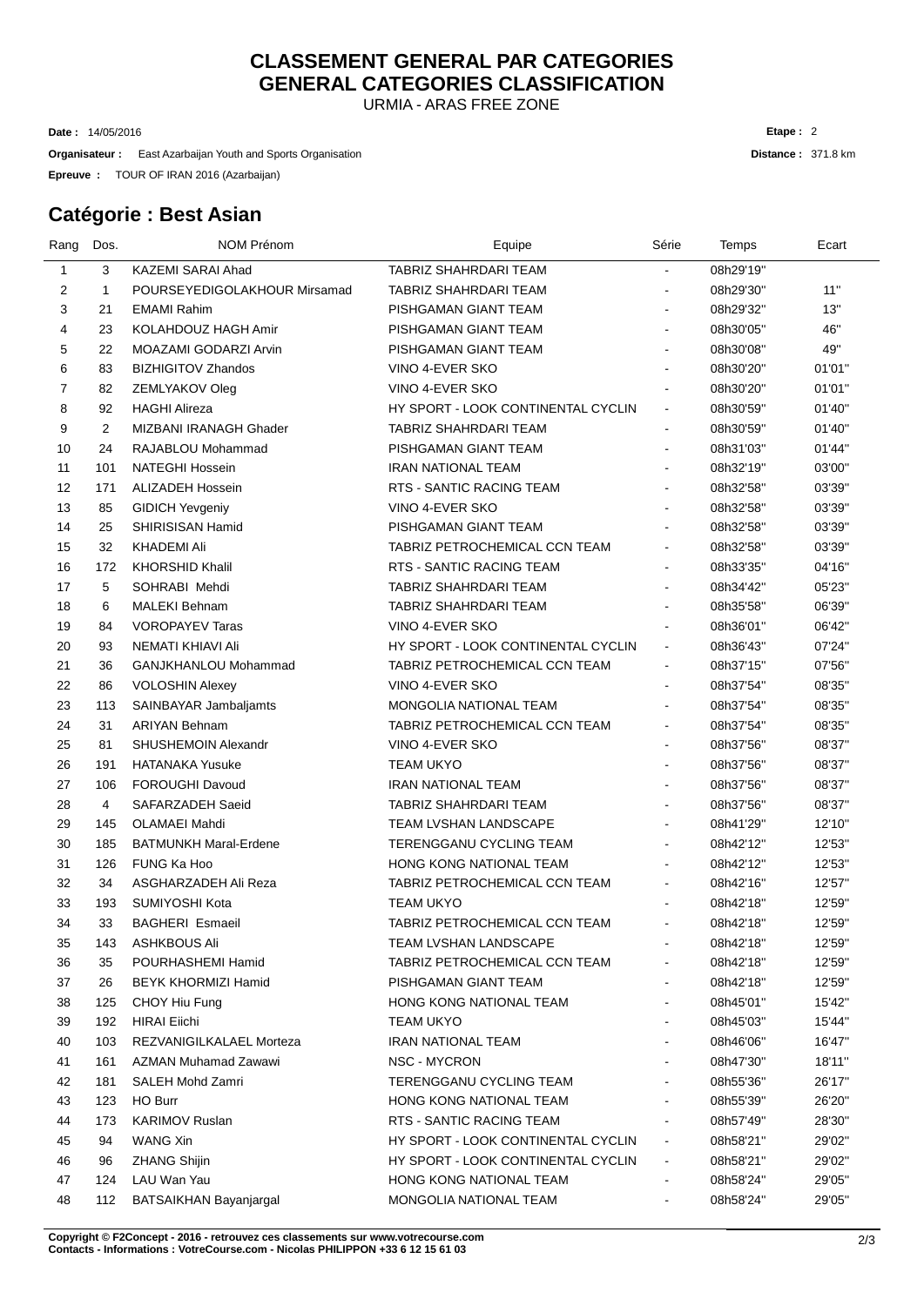# CLASSEMENT GENERAL PAR CATEGORIES
# GENERAL CATEGORIES CLASSIFICATION

URMIA - ARAS FREE ZONE

**Date :** 14/05/2016 **Etape :** 2

**Organisateur :** East Azarbaijan Youth and Sports Organisation **Distance :** 371.8 km

**Epreuve :** TOUR OF IRAN 2016 (Azarbaijan)

## Catégorie : Best Asian

| Rang | Dos. | NOM Prénom | Equipe | Série | Temps | Ecart |
|---|---|---|---|---|---|---|
| 1 | 3 | KAZEMI SARAI Ahad | TABRIZ SHAHRDARI TEAM | - | 08h29'19'' | |
| 2 | 1 | POURSEYEDIGOLAKHOUR Mirsamad | TABRIZ SHAHRDARI TEAM | - | 08h29'30'' | 11'' |
| 3 | 21 | EMAMI Rahim | PISHGAMAN GIANT TEAM | - | 08h29'32'' | 13'' |
| 4 | 23 | KOLAHDOUZ HAGH Amir | PISHGAMAN GIANT TEAM | - | 08h30'05'' | 46'' |
| 5 | 22 | MOAZAMI GODARZI Arvin | PISHGAMAN GIANT TEAM | - | 08h30'08'' | 49'' |
| 6 | 83 | BIZHIGITOV Zhandos | VINO 4-EVER SKO | - | 08h30'20'' | 01'01'' |
| 7 | 82 | ZEMLYAKOV Oleg | VINO 4-EVER SKO | - | 08h30'20'' | 01'01'' |
| 8 | 92 | HAGHI Alireza | HY SPORT - LOOK CONTINENTAL CYCLIN | - | 08h30'59'' | 01'40'' |
| 9 | 2 | MIZBANI IRANAGH Ghader | TABRIZ SHAHRDARI TEAM | - | 08h30'59'' | 01'40'' |
| 10 | 24 | RAJABLOU Mohammad | PISHGAMAN GIANT TEAM | - | 08h31'03'' | 01'44'' |
| 11 | 101 | NATEGHI Hossein | IRAN NATIONAL TEAM | - | 08h32'19'' | 03'00'' |
| 12 | 171 | ALIZADEH Hossein | RTS - SANTIC RACING TEAM | - | 08h32'58'' | 03'39'' |
| 13 | 85 | GIDICH Yevgeniy | VINO 4-EVER SKO | - | 08h32'58'' | 03'39'' |
| 14 | 25 | SHIRISISAN Hamid | PISHGAMAN GIANT TEAM | - | 08h32'58'' | 03'39'' |
| 15 | 32 | KHADEMI Ali | TABRIZ PETROCHEMICAL CCN TEAM | - | 08h32'58'' | 03'39'' |
| 16 | 172 | KHORSHID Khalil | RTS - SANTIC RACING TEAM | - | 08h33'35'' | 04'16'' |
| 17 | 5 | SOHRABI Mehdi | TABRIZ SHAHRDARI TEAM | - | 08h34'42'' | 05'23'' |
| 18 | 6 | MALEKI Behnam | TABRIZ SHAHRDARI TEAM | - | 08h35'58'' | 06'39'' |
| 19 | 84 | VOROPAYEV Taras | VINO 4-EVER SKO | - | 08h36'01'' | 06'42'' |
| 20 | 93 | NEMATI KHIAVI Ali | HY SPORT - LOOK CONTINENTAL CYCLIN | - | 08h36'43'' | 07'24'' |
| 21 | 36 | GANJKHANLOU Mohammad | TABRIZ PETROCHEMICAL CCN TEAM | - | 08h37'15'' | 07'56'' |
| 22 | 86 | VOLOSHIN Alexey | VINO 4-EVER SKO | - | 08h37'54'' | 08'35'' |
| 23 | 113 | SAINBAYAR Jambaljamts | MONGOLIA NATIONAL TEAM | - | 08h37'54'' | 08'35'' |
| 24 | 31 | ARIYAN Behnam | TABRIZ PETROCHEMICAL CCN TEAM | - | 08h37'54'' | 08'35'' |
| 25 | 81 | SHUSHEMOIN Alexandr | VINO 4-EVER SKO | - | 08h37'56'' | 08'37'' |
| 26 | 191 | HATANAKA Yusuke | TEAM UKYO | - | 08h37'56'' | 08'37'' |
| 27 | 106 | FOROUGHI Davoud | IRAN NATIONAL TEAM | - | 08h37'56'' | 08'37'' |
| 28 | 4 | SAFARZADEH Saeid | TABRIZ SHAHRDARI TEAM | - | 08h37'56'' | 08'37'' |
| 29 | 145 | OLAMAEI Mahdi | TEAM LVSHAN LANDSCAPE | - | 08h41'29'' | 12'10'' |
| 30 | 185 | BATMUNKH Maral-Erdene | TERENGGANU CYCLING TEAM | - | 08h42'12'' | 12'53'' |
| 31 | 126 | FUNG Ka Hoo | HONG KONG NATIONAL TEAM | - | 08h42'12'' | 12'53'' |
| 32 | 34 | ASGHARZADEH Ali Reza | TABRIZ PETROCHEMICAL CCN TEAM | - | 08h42'16'' | 12'57'' |
| 33 | 193 | SUMIYOSHI Kota | TEAM UKYO | - | 08h42'18'' | 12'59'' |
| 34 | 33 | BAGHERI Esmaeil | TABRIZ PETROCHEMICAL CCN TEAM | - | 08h42'18'' | 12'59'' |
| 35 | 143 | ASHKBOUS Ali | TEAM LVSHAN LANDSCAPE | - | 08h42'18'' | 12'59'' |
| 36 | 35 | POURHASHEMI Hamid | TABRIZ PETROCHEMICAL CCN TEAM | - | 08h42'18'' | 12'59'' |
| 37 | 26 | BEYK KHORMIZI Hamid | PISHGAMAN GIANT TEAM | - | 08h42'18'' | 12'59'' |
| 38 | 125 | CHOY Hiu Fung | HONG KONG NATIONAL TEAM | - | 08h45'01'' | 15'42'' |
| 39 | 192 | HIRAI Eiichi | TEAM UKYO | - | 08h45'03'' | 15'44'' |
| 40 | 103 | REZVANIGILKALAEL Morteza | IRAN NATIONAL TEAM | - | 08h46'06'' | 16'47'' |
| 41 | 161 | AZMAN Muhamad Zawawi | NSC - MYCRON | - | 08h47'30'' | 18'11'' |
| 42 | 181 | SALEH Mohd Zamri | TERENGGANU CYCLING TEAM | - | 08h55'36'' | 26'17'' |
| 43 | 123 | HO Burr | HONG KONG NATIONAL TEAM | - | 08h55'39'' | 26'20'' |
| 44 | 173 | KARIMOV Ruslan | RTS - SANTIC RACING TEAM | - | 08h57'49'' | 28'30'' |
| 45 | 94 | WANG Xin | HY SPORT - LOOK CONTINENTAL CYCLIN | - | 08h58'21'' | 29'02'' |
| 46 | 96 | ZHANG Shijin | HY SPORT - LOOK CONTINENTAL CYCLIN | - | 08h58'21'' | 29'02'' |
| 47 | 124 | LAU Wan Yau | HONG KONG NATIONAL TEAM | - | 08h58'24'' | 29'05'' |
| 48 | 112 | BATSAIKHAN Bayanjargal | MONGOLIA NATIONAL TEAM | - | 08h58'24'' | 29'05'' |

**Copyright © F2Concept - 2016 - retrouvez ces classements sur www.votrecourse.com**
**Contacts - Informations : VotreCourse.com - Nicolas PHILIPPON +33 6 12 15 61 03**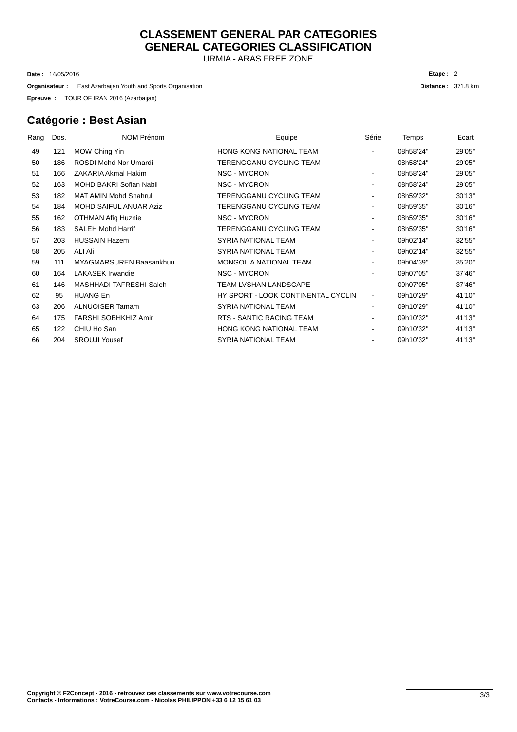# CLASSEMENT GENERAL PAR CATEGORIES
# GENERAL CATEGORIES CLASSIFICATION

URMIA - ARAS FREE ZONE

**Date :** 14/05/2016

**Organisateur :** East Azarbaijan Youth and Sports Organisation

**Epreuve :** TOUR OF IRAN 2016 (Azarbaijan)

**Etape :** 2

**Distance :** 371.8 km

## Catégorie : Best Asian

| Rang | Dos. | NOM Prénom | Equipe | Série | Temps | Ecart |
|---|---|---|---|---|---|---|
| 49 | 121 | MOW Ching Yin | HONG KONG NATIONAL TEAM | - | 08h58'24'' | 29'05'' |
| 50 | 186 | ROSDI Mohd Nor Umardi | TERENGGANU CYCLING TEAM | - | 08h58'24'' | 29'05'' |
| 51 | 166 | ZAKARIA Akmal Hakim | NSC - MYCRON | - | 08h58'24'' | 29'05'' |
| 52 | 163 | MOHD BAKRI Sofian Nabil | NSC - MYCRON | - | 08h58'24'' | 29'05'' |
| 53 | 182 | MAT AMIN Mohd Shahrul | TERENGGANU CYCLING TEAM | - | 08h59'32'' | 30'13'' |
| 54 | 184 | MOHD SAIFUL ANUAR Aziz | TERENGGANU CYCLING TEAM | - | 08h59'35'' | 30'16'' |
| 55 | 162 | OTHMAN Afiq Huznie | NSC - MYCRON | - | 08h59'35'' | 30'16'' |
| 56 | 183 | SALEH Mohd Harrif | TERENGGANU CYCLING TEAM | - | 08h59'35'' | 30'16'' |
| 57 | 203 | HUSSAIN Hazem | SYRIA NATIONAL TEAM | - | 09h02'14'' | 32'55'' |
| 58 | 205 | ALI Ali | SYRIA NATIONAL TEAM | - | 09h02'14'' | 32'55'' |
| 59 | 111 | MYAGMARSUREN Baasankhuu | MONGOLIA NATIONAL TEAM | - | 09h04'39'' | 35'20'' |
| 60 | 164 | LAKASEK Irwandie | NSC - MYCRON | - | 09h07'05'' | 37'46'' |
| 61 | 146 | MASHHADI TAFRESHI Saleh | TEAM LVSHAN LANDSCAPE | - | 09h07'05'' | 37'46'' |
| 62 | 95 | HUANG En | HY SPORT - LOOK CONTINENTAL CYCLIN | - | 09h10'29'' | 41'10'' |
| 63 | 206 | ALNUOISER Tamam | SYRIA NATIONAL TEAM | - | 09h10'29'' | 41'10'' |
| 64 | 175 | FARSHI SOBHKHIZ Amir | RTS - SANTIC RACING TEAM | - | 09h10'32'' | 41'13'' |
| 65 | 122 | CHIU Ho San | HONG KONG NATIONAL TEAM | - | 09h10'32'' | 41'13'' |
| 66 | 204 | SROUJI Yousef | SYRIA NATIONAL TEAM | - | 09h10'32'' | 41'13'' |

**Copyright © F2Concept - 2016 - retrouvez ces classements sur www.votrecourse.com**
**Contacts - Informations : VotreCourse.com - Nicolas PHILIPPON +33 6 12 15 61 03**